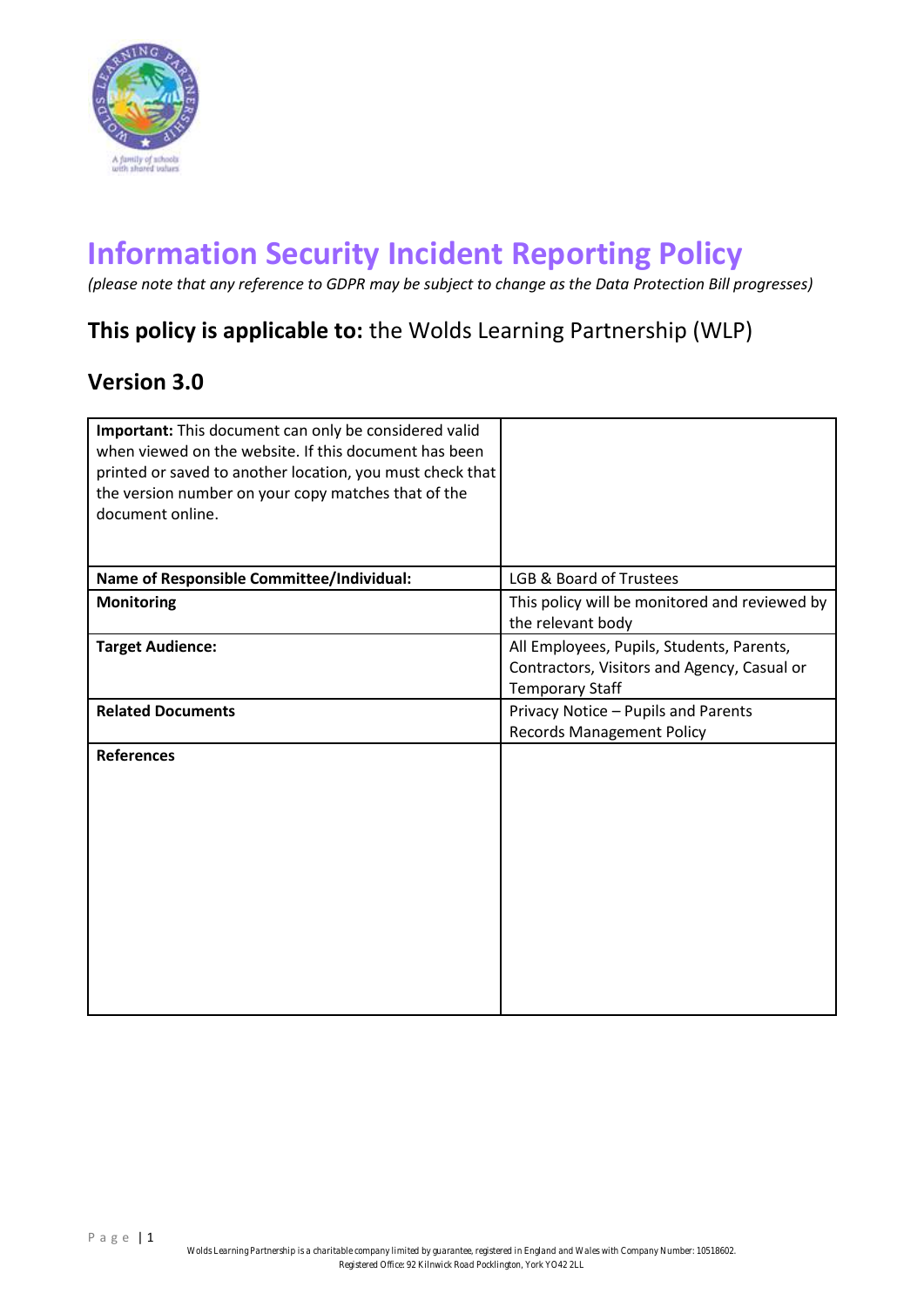# Information Security Incident Reporting Policy

*(please note that any reference to GDPR may be subject to change as the Data Protection Bill progresses)*

## **This policy is applicable to:** the Wolds Learning Partnership (WLP)

## Version 3.0

| **Important:** This document can only be considered valid when viewed on the website. If this document has been printed or saved to another location, you must check that the version number on your copy matches that of the document online. | |
|---|---|
| **Name of Responsible Committee/Individual:** | LGB & Board of Trustees |
| **Monitoring** | This policy will be monitored and reviewed by the relevant body |
| **Target Audience:** | All Employees, Pupils, Students, Parents, Contractors, Visitors and Agency, Casual or Temporary Staff |
| **Related Documents** | Privacy Notice – Pupils and Parents<br>Records Management Policy |
| **References** | |

Wolds Learning Partnership is a charitable company limited by guarantee, registered in England and Wales with Company Number: 10518602.
Registered Office: 92 Kilnwick Road Pocklington, York YO42 2LL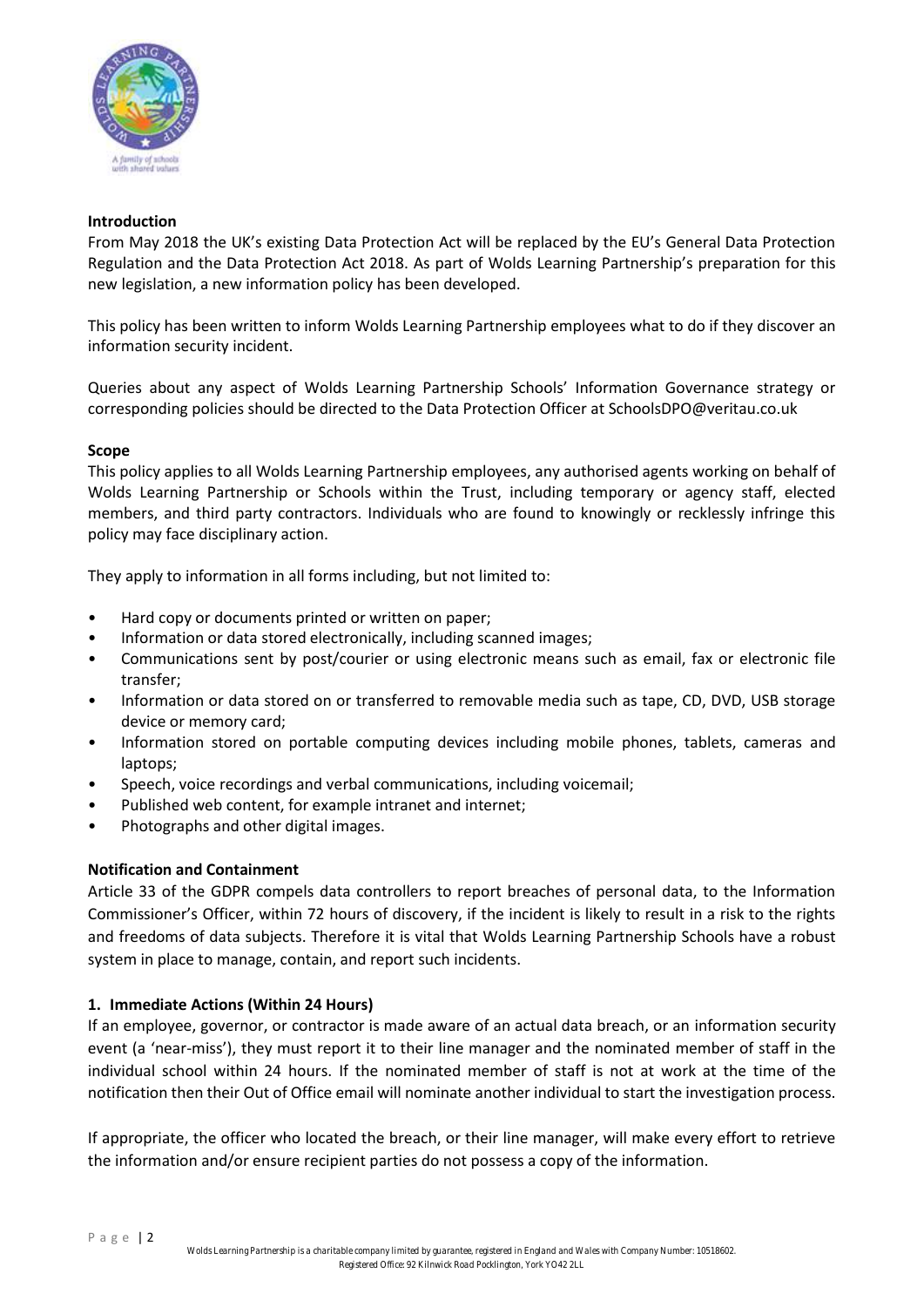**Introduction**

From May 2018 the UK's existing Data Protection Act will be replaced by the EU's General Data Protection Regulation and the Data Protection Act 2018. As part of Wolds Learning Partnership's preparation for this new legislation, a new information policy has been developed.

This policy has been written to inform Wolds Learning Partnership employees what to do if they discover an information security incident.

Queries about any aspect of Wolds Learning Partnership Schools' Information Governance strategy or corresponding policies should be directed to the Data Protection Officer at SchoolsDPO@veritau.co.uk

**Scope**

This policy applies to all Wolds Learning Partnership employees, any authorised agents working on behalf of Wolds Learning Partnership or Schools within the Trust, including temporary or agency staff, elected members, and third party contractors. Individuals who are found to knowingly or recklessly infringe this policy may face disciplinary action.

They apply to information in all forms including, but not limited to:

- Hard copy or documents printed or written on paper;
- Information or data stored electronically, including scanned images;
- Communications sent by post/courier or using electronic means such as email, fax or electronic file transfer;
- Information or data stored on or transferred to removable media such as tape, CD, DVD, USB storage device or memory card;
- Information stored on portable computing devices including mobile phones, tablets, cameras and laptops;
- Speech, voice recordings and verbal communications, including voicemail;
- Published web content, for example intranet and internet;
- Photographs and other digital images.

**Notification and Containment**

Article 33 of the GDPR compels data controllers to report breaches of personal data, to the Information Commissioner's Officer, within 72 hours of discovery, if the incident is likely to result in a risk to the rights and freedoms of data subjects. Therefore it is vital that Wolds Learning Partnership Schools have a robust system in place to manage, contain, and report such incidents.

**1. Immediate Actions (Within 24 Hours)**

If an employee, governor, or contractor is made aware of an actual data breach, or an information security event (a 'near-miss'), they must report it to their line manager and the nominated member of staff in the individual school within 24 hours. If the nominated member of staff is not at work at the time of the notification then their Out of Office email will nominate another individual to start the investigation process.

If appropriate, the officer who located the breach, or their line manager, will make every effort to retrieve the information and/or ensure recipient parties do not possess a copy of the information.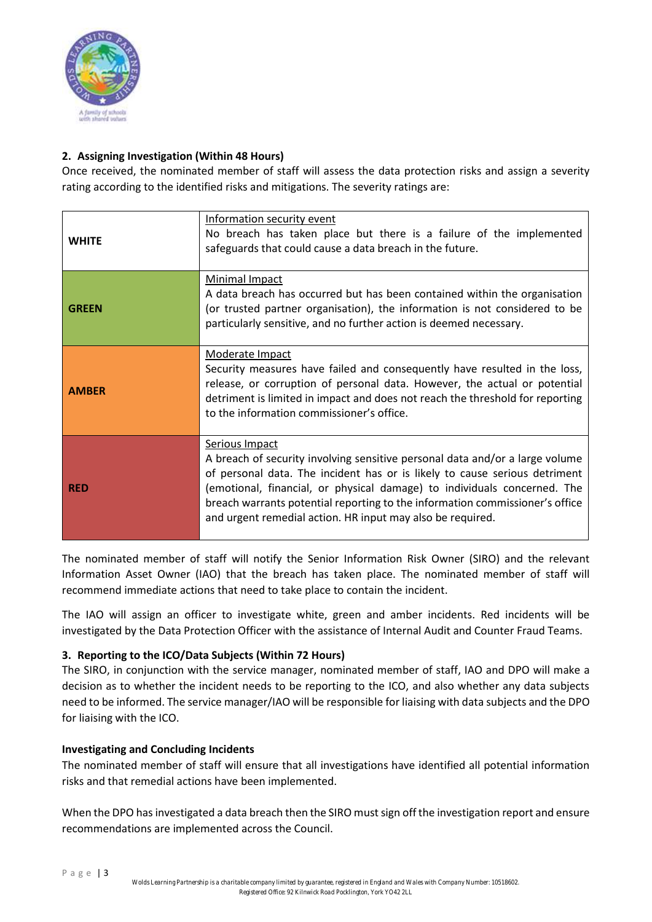**2. Assigning Investigation (Within 48 Hours)**

Once received, the nominated member of staff will assess the data protection risks and assign a severity rating according to the identified risks and mitigations. The severity ratings are:

| | |
|---|---|
| **WHITE** | Information security event<br>No breach has taken place but there is a failure of the implemented safeguards that could cause a data breach in the future. |
| **GREEN** | Minimal Impact<br>A data breach has occurred but has been contained within the organisation (or trusted partner organisation), the information is not considered to be particularly sensitive, and no further action is deemed necessary. |
| **AMBER** | Moderate Impact<br>Security measures have failed and consequently have resulted in the loss, release, or corruption of personal data. However, the actual or potential detriment is limited in impact and does not reach the threshold for reporting to the information commissioner's office. |
| **RED** | Serious Impact<br>A breach of security involving sensitive personal data and/or a large volume of personal data. The incident has or is likely to cause serious detriment (emotional, financial, or physical damage) to individuals concerned. The breach warrants potential reporting to the information commissioner's office and urgent remedial action. HR input may also be required. |

The nominated member of staff will notify the Senior Information Risk Owner (SIRO) and the relevant Information Asset Owner (IAO) that the breach has taken place. The nominated member of staff will recommend immediate actions that need to take place to contain the incident.

The IAO will assign an officer to investigate white, green and amber incidents. Red incidents will be investigated by the Data Protection Officer with the assistance of Internal Audit and Counter Fraud Teams.

**3. Reporting to the ICO/Data Subjects (Within 72 Hours)**

The SIRO, in conjunction with the service manager, nominated member of staff, IAO and DPO will make a decision as to whether the incident needs to be reporting to the ICO, and also whether any data subjects need to be informed. The service manager/IAO will be responsible for liaising with data subjects and the DPO for liaising with the ICO.

**Investigating and Concluding Incidents**

The nominated member of staff will ensure that all investigations have identified all potential information risks and that remedial actions have been implemented.

When the DPO has investigated a data breach then the SIRO must sign off the investigation report and ensure recommendations are implemented across the Council.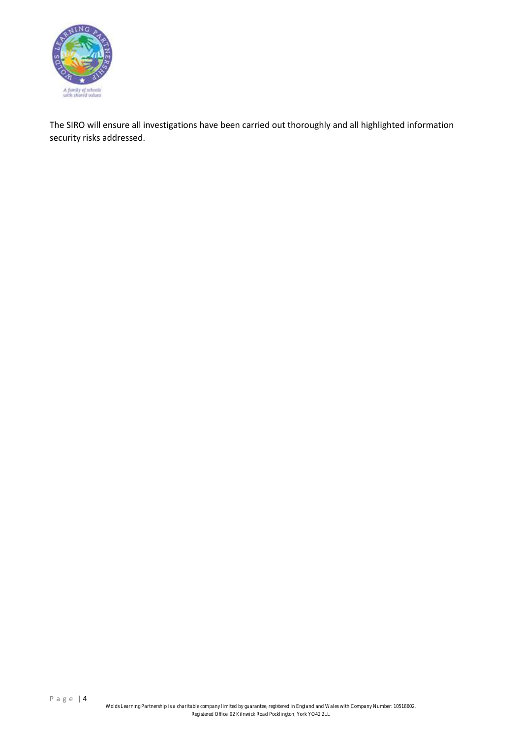The SIRO will ensure all investigations have been carried out thoroughly and all highlighted information security risks addressed.